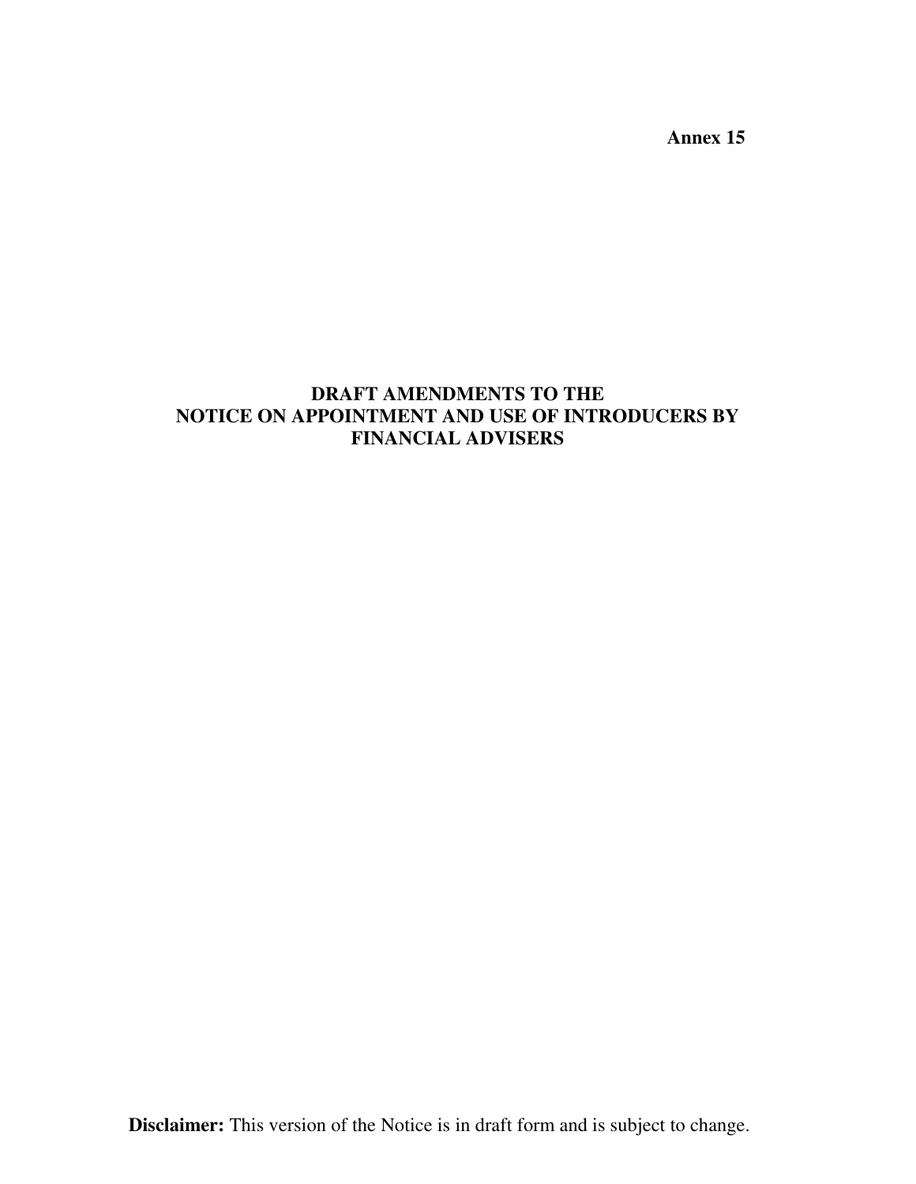**Annex 15**

# DRAFT AMENDMENTS TO THE NOTICE ON APPOINTMENT AND USE OF INTRODUCERS BY FINANCIAL ADVISERS

**Disclaimer:** This version of the Notice is in draft form and is subject to change.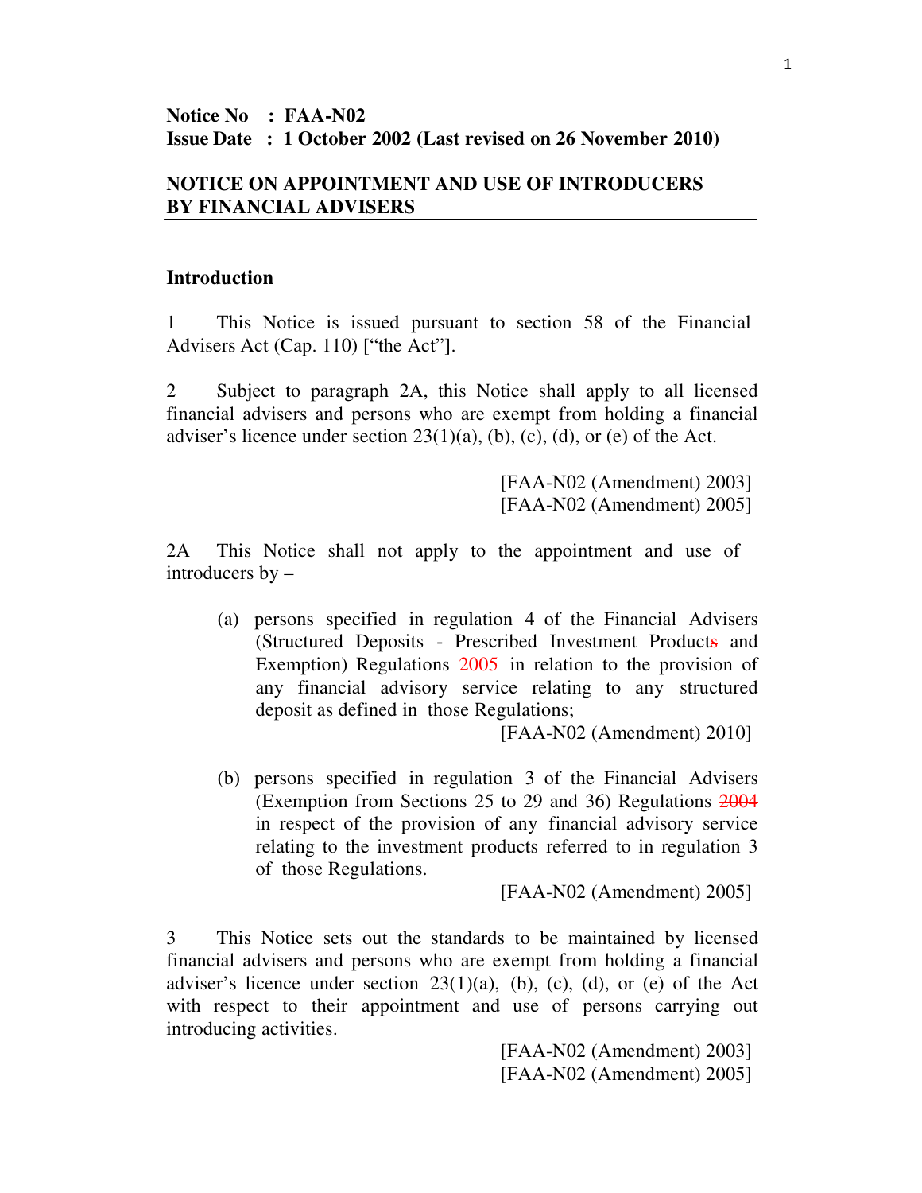**Notice No : FAA-N02**
**Issue Date : 1 October 2002 (Last revised on 26 November 2010)**

## NOTICE ON APPOINTMENT AND USE OF INTRODUCERS BY FINANCIAL ADVISERS

### Introduction

1 This Notice is issued pursuant to section 58 of the Financial Advisers Act (Cap. 110) ["the Act"].

2 Subject to paragraph 2A, this Notice shall apply to all licensed financial advisers and persons who are exempt from holding a financial adviser's licence under section 23(1)(a), (b), (c), (d), or (e) of the Act.

[FAA-N02 (Amendment) 2003]
[FAA-N02 (Amendment) 2005]

2A This Notice shall not apply to the appointment and use of introducers by –

(a) persons specified in regulation 4 of the Financial Advisers (Structured Deposits - Prescribed Investment Products and Exemption) Regulations 2005 in relation to the provision of any financial advisory service relating to any structured deposit as defined in those Regulations;

[FAA-N02 (Amendment) 2010]

(b) persons specified in regulation 3 of the Financial Advisers (Exemption from Sections 25 to 29 and 36) Regulations 2004 in respect of the provision of any financial advisory service relating to the investment products referred to in regulation 3 of those Regulations.

[FAA-N02 (Amendment) 2005]

3 This Notice sets out the standards to be maintained by licensed financial advisers and persons who are exempt from holding a financial adviser's licence under section 23(1)(a), (b), (c), (d), or (e) of the Act with respect to their appointment and use of persons carrying out introducing activities.

[FAA-N02 (Amendment) 2003]
[FAA-N02 (Amendment) 2005]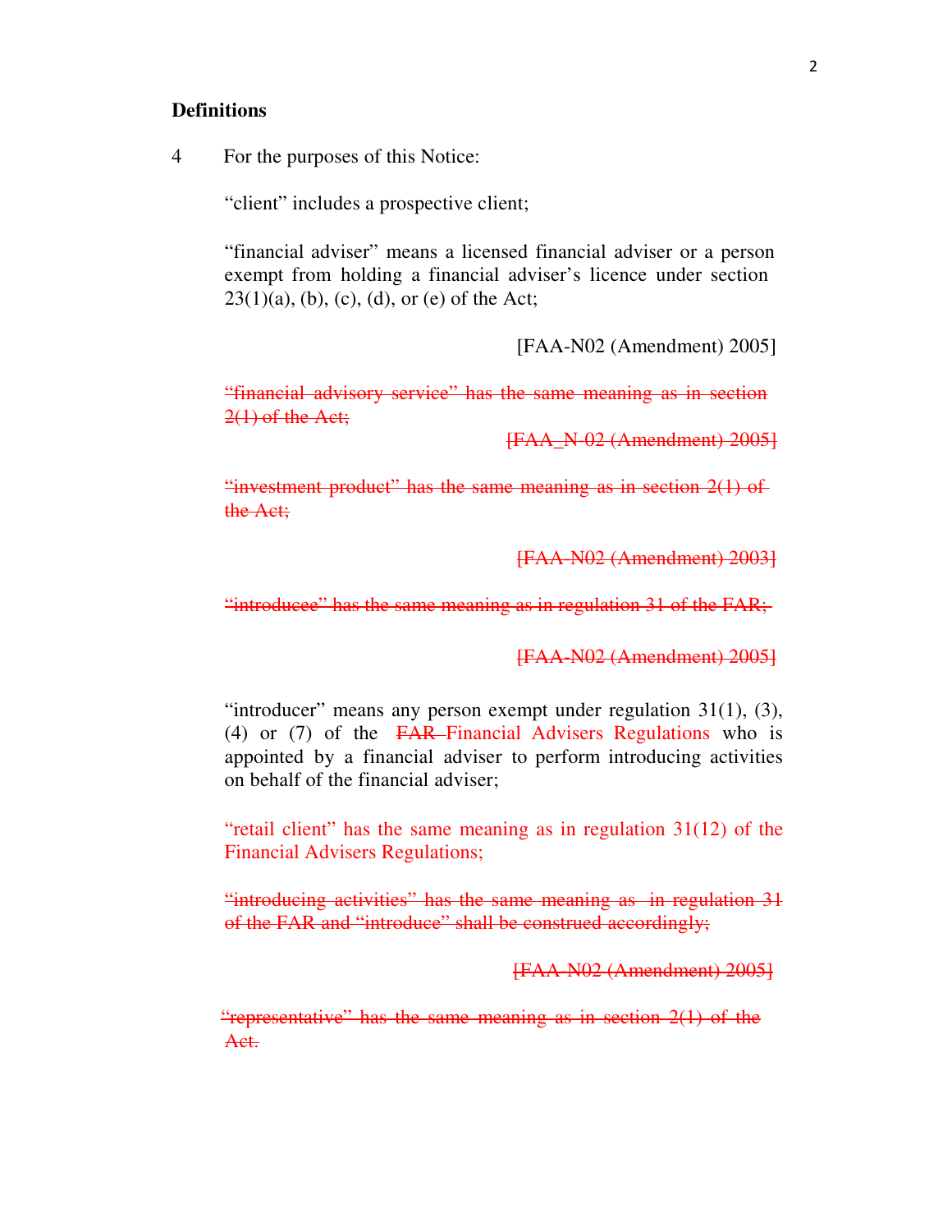**Definitions**

4 For the purposes of this Notice:

"client" includes a prospective client;

"financial adviser" means a licensed financial adviser or a person exempt from holding a financial adviser's licence under section 23(1)(a), (b), (c), (d), or (e) of the Act;

[FAA-N02 (Amendment) 2005]

~~"financial advisory service" has the same meaning as in section 2(1) of the Act;~~

~~[FAA_N-02 (Amendment) 2005]~~

~~"investment product" has the same meaning as in section 2(1) of the Act;~~

~~[FAA-N02 (Amendment) 2003]~~

~~"introducee" has the same meaning as in regulation 31 of the FAR;~~

~~[FAA-N02 (Amendment) 2005]~~

"introducer" means any person exempt under regulation 31(1), (3), (4) or (7) of the ~~FAR~~ Financial Advisers Regulations who is appointed by a financial adviser to perform introducing activities on behalf of the financial adviser;

"retail client" has the same meaning as in regulation 31(12) of the Financial Advisers Regulations;

~~"introducing activities" has the same meaning as in regulation 31 of the FAR and "introduce" shall be construed accordingly;~~

~~[FAA-N02 (Amendment) 2005]~~

~~"representative" has the same meaning as in section 2(1) of the Act.~~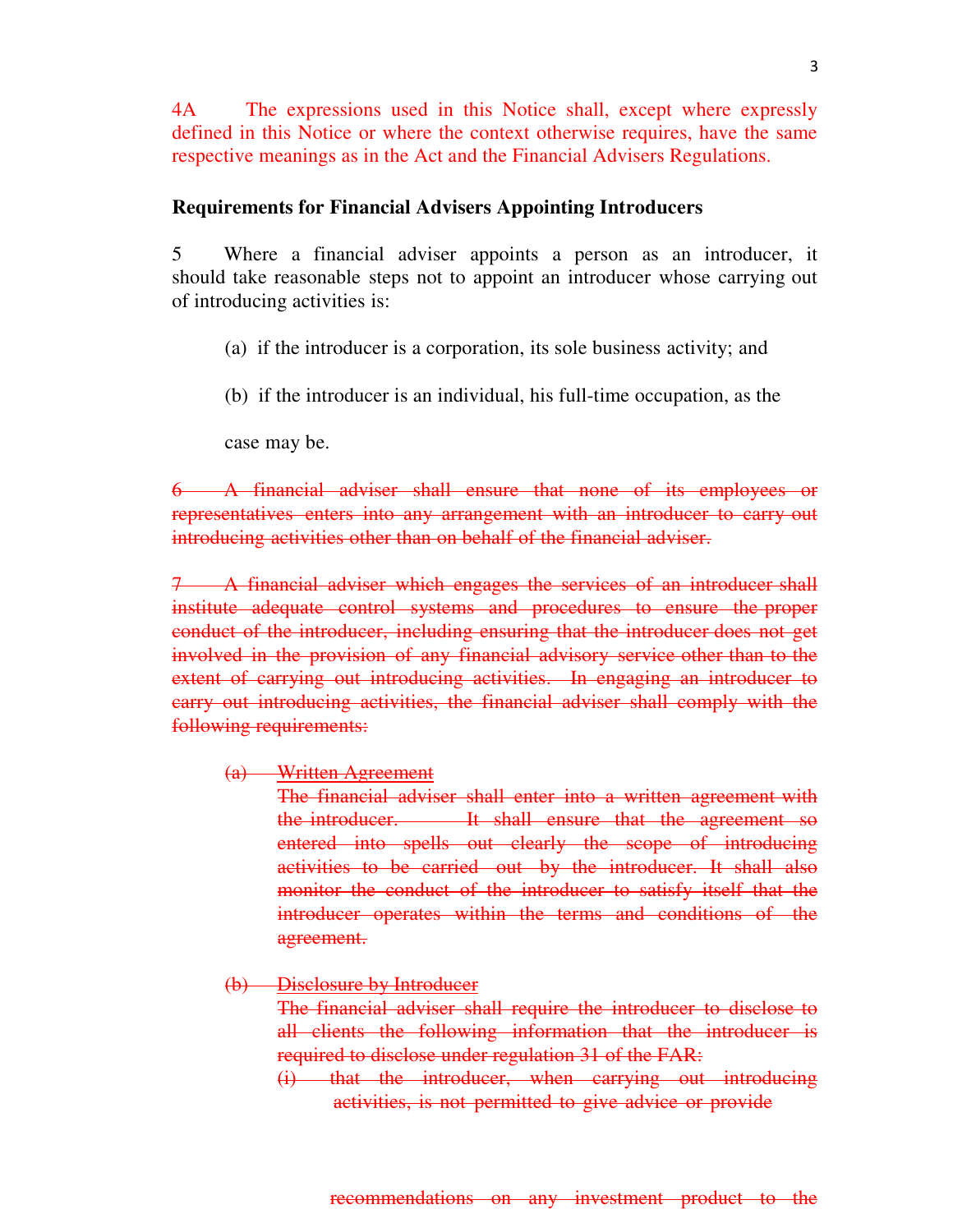4A The expressions used in this Notice shall, except where expressly defined in this Notice or where the context otherwise requires, have the same respective meanings as in the Act and the Financial Advisers Regulations.

**Requirements for Financial Advisers Appointing Introducers**

5 Where a financial adviser appoints a person as an introducer, it should take reasonable steps not to appoint an introducer whose carrying out of introducing activities is:

(a) if the introducer is a corporation, its sole business activity; and

(b) if the introducer is an individual, his full-time occupation, as the case may be.

~~6 A financial adviser shall ensure that none of its employees or representatives enters into any arrangement with an introducer to carry out introducing activities other than on behalf of the financial adviser.~~

~~7 A financial adviser which engages the services of an introducer shall institute adequate control systems and procedures to ensure the proper conduct of the introducer, including ensuring that the introducer does not get involved in the provision of any financial advisory service other than to the extent of carrying out introducing activities. In engaging an introducer to carry out introducing activities, the financial adviser shall comply with the following requirements:~~

~~(a) Written Agreement~~
~~The financial adviser shall enter into a written agreement with the introducer. It shall ensure that the agreement so entered into spells out clearly the scope of introducing activities to be carried out by the introducer. It shall also monitor the conduct of the introducer to satisfy itself that the introducer operates within the terms and conditions of the agreement.~~

~~(b) Disclosure by Introducer~~
~~The financial adviser shall require the introducer to disclose to all clients the following information that the introducer is required to disclose under regulation 31 of the FAR:~~

~~(i) that the introducer, when carrying out introducing activities, is not permitted to give advice or provide recommendations on any investment product to the~~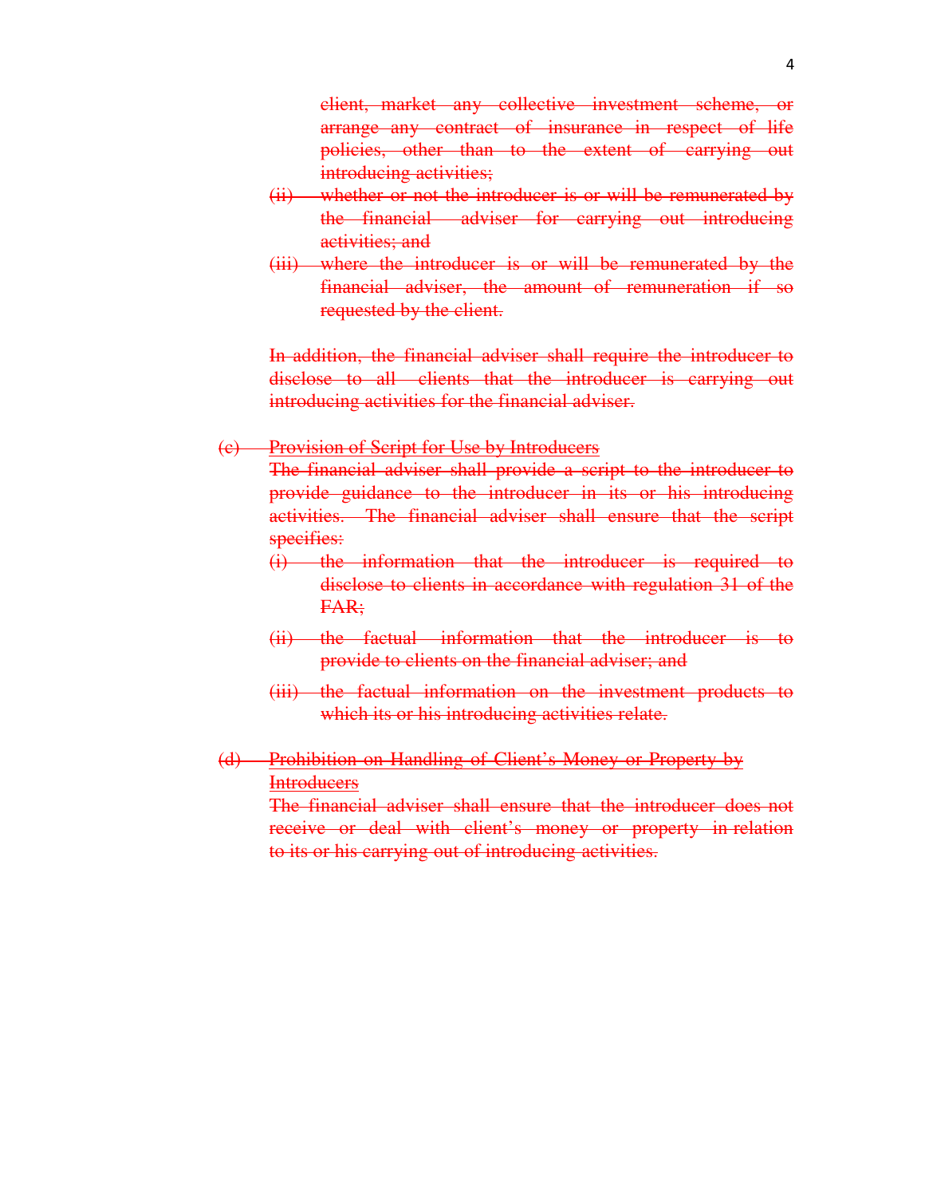client, market any collective investment scheme, or arrange any contract of insurance in respect of life policies, other than to the extent of carrying out introducing activities;

(ii) whether or not the introducer is or will be remunerated by the financial adviser for carrying out introducing activities; and

(iii) where the introducer is or will be remunerated by the financial adviser, the amount of remuneration if so requested by the client.

In addition, the financial adviser shall require the introducer to disclose to all clients that the introducer is carrying out introducing activities for the financial adviser.

(c) Provision of Script for Use by Introducers

The financial adviser shall provide a script to the introducer to provide guidance to the introducer in its or his introducing activities. The financial adviser shall ensure that the script specifies:

(i) the information that the introducer is required to disclose to clients in accordance with regulation 31 of the FAR;

(ii) the factual information that the introducer is to provide to clients on the financial adviser; and

(iii) the factual information on the investment products to which its or his introducing activities relate.

(d) Prohibition on Handling of Client's Money or Property by Introducers

The financial adviser shall ensure that the introducer does not receive or deal with client's money or property in relation to its or his carrying out of introducing activities.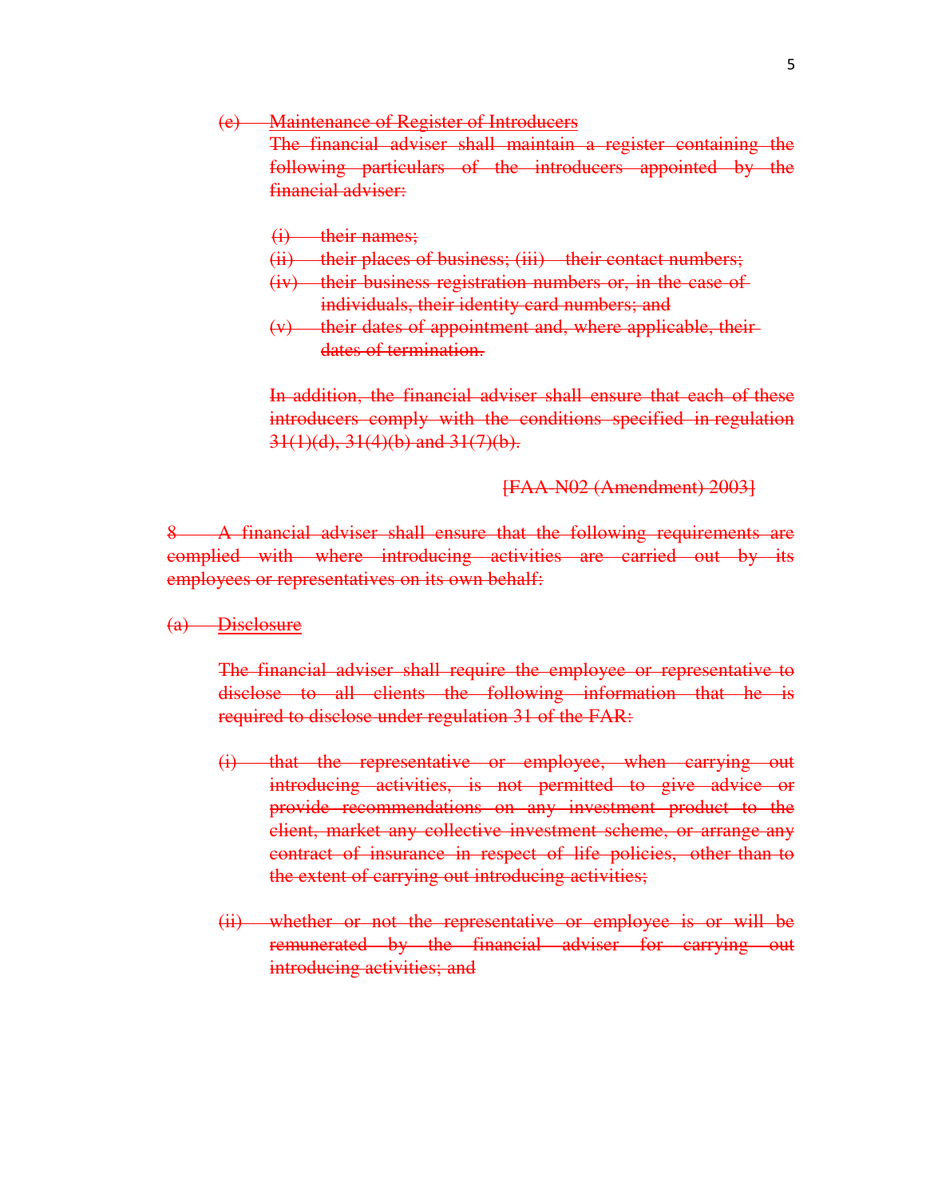(e) Maintenance of Register of Introducers

The financial adviser shall maintain a register containing the following particulars of the introducers appointed by the financial adviser:

(i) their names;
(ii) their places of business; (iii) their contact numbers;
(iv) their business registration numbers or, in the case of individuals, their identity card numbers; and
(v) their dates of appointment and, where applicable, their dates of termination.

In addition, the financial adviser shall ensure that each of these introducers comply with the conditions specified in regulation 31(1)(d), 31(4)(b) and 31(7)(b).

[FAA-N02 (Amendment) 2003]

8 A financial adviser shall ensure that the following requirements are complied with where introducing activities are carried out by its employees or representatives on its own behalf:

(a) Disclosure

The financial adviser shall require the employee or representative to disclose to all clients the following information that he is required to disclose under regulation 31 of the FAR:

(i) that the representative or employee, when carrying out introducing activities, is not permitted to give advice or provide recommendations on any investment product to the client, market any collective investment scheme, or arrange any contract of insurance in respect of life policies, other than to the extent of carrying out introducing activities;

(ii) whether or not the representative or employee is or will be remunerated by the financial adviser for carrying out introducing activities; and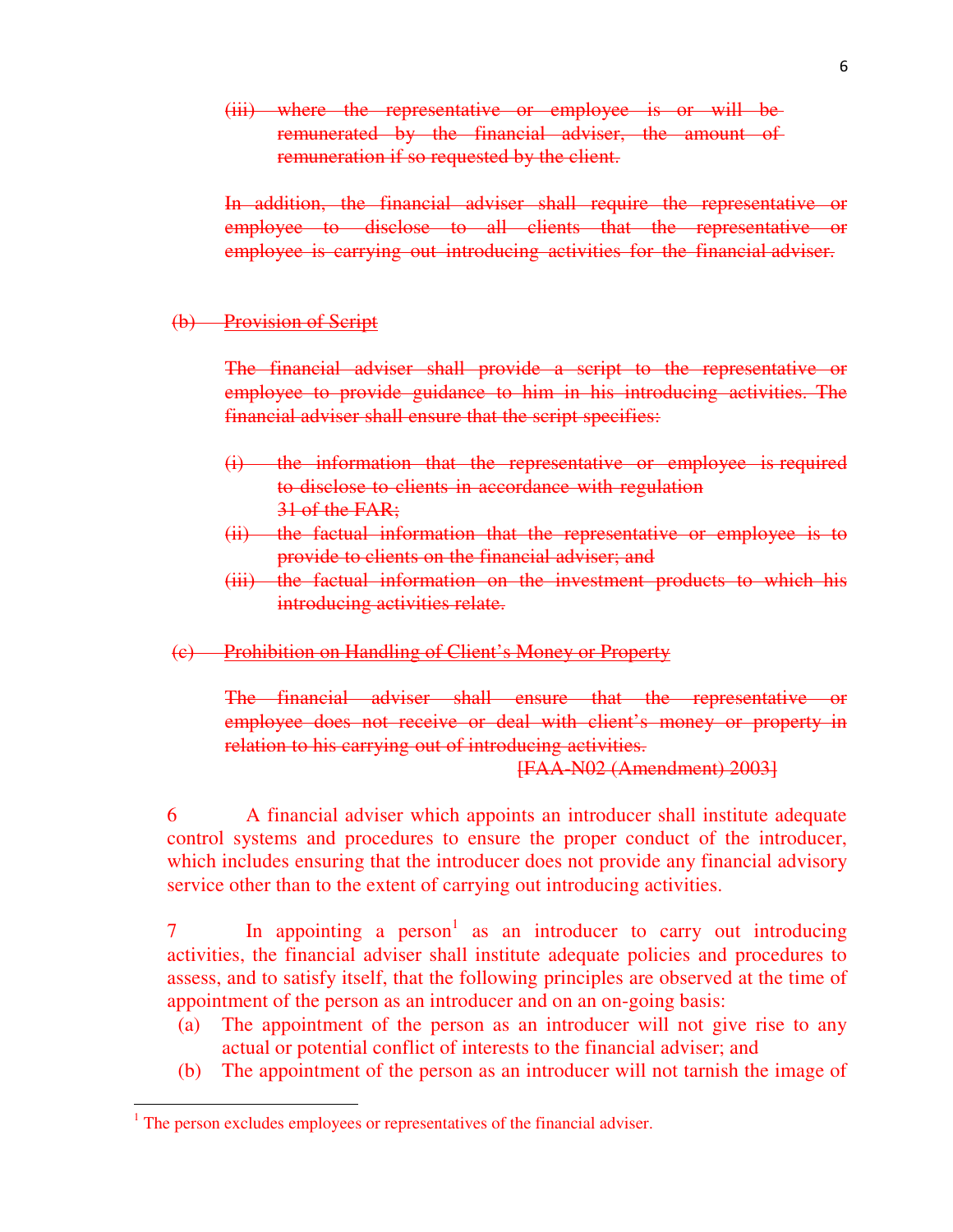~~(iii) where the representative or employee is or will be remunerated by the financial adviser, the amount of remuneration if so requested by the client.~~

~~In addition, the financial adviser shall require the representative or employee to disclose to all clients that the representative or employee is carrying out introducing activities for the financial adviser.~~

~~(b) Provision of Script~~

~~The financial adviser shall provide a script to the representative or employee to provide guidance to him in his introducing activities. The financial adviser shall ensure that the script specifies:~~

~~(i) the information that the representative or employee is required to disclose to clients in accordance with regulation 31 of the FAR;~~
~~(ii) the factual information that the representative or employee is to provide to clients on the financial adviser; and~~
~~(iii) the factual information on the investment products to which his introducing activities relate.~~

~~(c) Prohibition on Handling of Client's Money or Property~~

~~The financial adviser shall ensure that the representative or employee does not receive or deal with client's money or property in relation to his carrying out of introducing activities.~~

~~[FAA-N02 (Amendment) 2003]~~

6 A financial adviser which appoints an introducer shall institute adequate control systems and procedures to ensure the proper conduct of the introducer, which includes ensuring that the introducer does not provide any financial advisory service other than to the extent of carrying out introducing activities.

7 In appointing a person[1] as an introducer to carry out introducing activities, the financial adviser shall institute adequate policies and procedures to assess, and to satisfy itself, that the following principles are observed at the time of appointment of the person as an introducer and on an on-going basis:

(a) The appointment of the person as an introducer will not give rise to any actual or potential conflict of interests to the financial adviser; and
(b) The appointment of the person as an introducer will not tarnish the image of

[1] The person excludes employees or representatives of the financial adviser.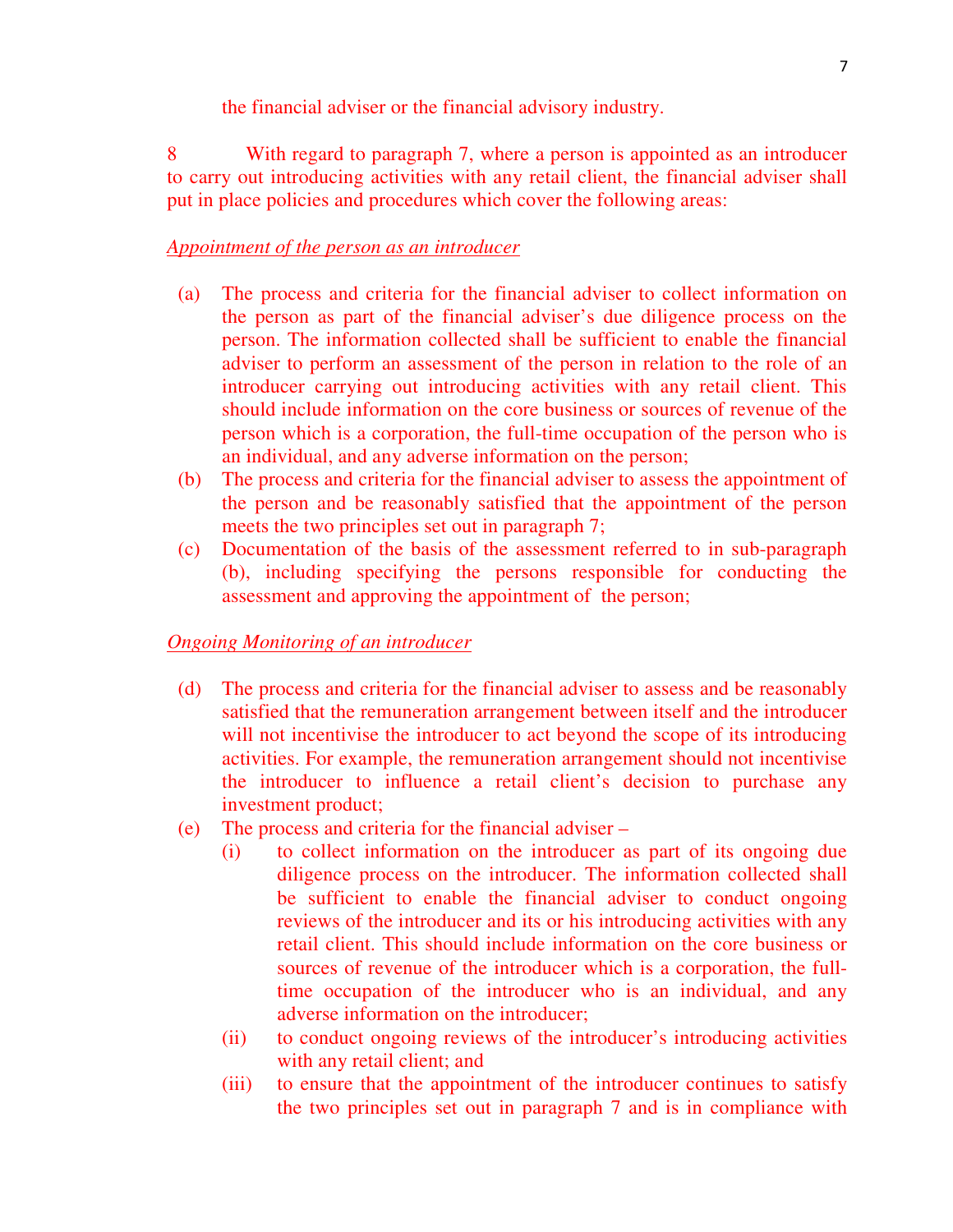the financial adviser or the financial advisory industry.

8 With regard to paragraph 7, where a person is appointed as an introducer to carry out introducing activities with any retail client, the financial adviser shall put in place policies and procedures which cover the following areas:

*Appointment of the person as an introducer*

(a) The process and criteria for the financial adviser to collect information on the person as part of the financial adviser's due diligence process on the person. The information collected shall be sufficient to enable the financial adviser to perform an assessment of the person in relation to the role of an introducer carrying out introducing activities with any retail client. This should include information on the core business or sources of revenue of the person which is a corporation, the full-time occupation of the person who is an individual, and any adverse information on the person;

(b) The process and criteria for the financial adviser to assess the appointment of the person and be reasonably satisfied that the appointment of the person meets the two principles set out in paragraph 7;

(c) Documentation of the basis of the assessment referred to in sub-paragraph (b), including specifying the persons responsible for conducting the assessment and approving the appointment of the person;

*Ongoing Monitoring of an introducer*

(d) The process and criteria for the financial adviser to assess and be reasonably satisfied that the remuneration arrangement between itself and the introducer will not incentivise the introducer to act beyond the scope of its introducing activities. For example, the remuneration arrangement should not incentivise the introducer to influence a retail client's decision to purchase any investment product;

(e) The process and criteria for the financial adviser –

    (i) to collect information on the introducer as part of its ongoing due diligence process on the introducer. The information collected shall be sufficient to enable the financial adviser to conduct ongoing reviews of the introducer and its or his introducing activities with any retail client. This should include information on the core business or sources of revenue of the introducer which is a corporation, the full-time occupation of the introducer who is an individual, and any adverse information on the introducer;

    (ii) to conduct ongoing reviews of the introducer's introducing activities with any retail client; and

    (iii) to ensure that the appointment of the introducer continues to satisfy the two principles set out in paragraph 7 and is in compliance with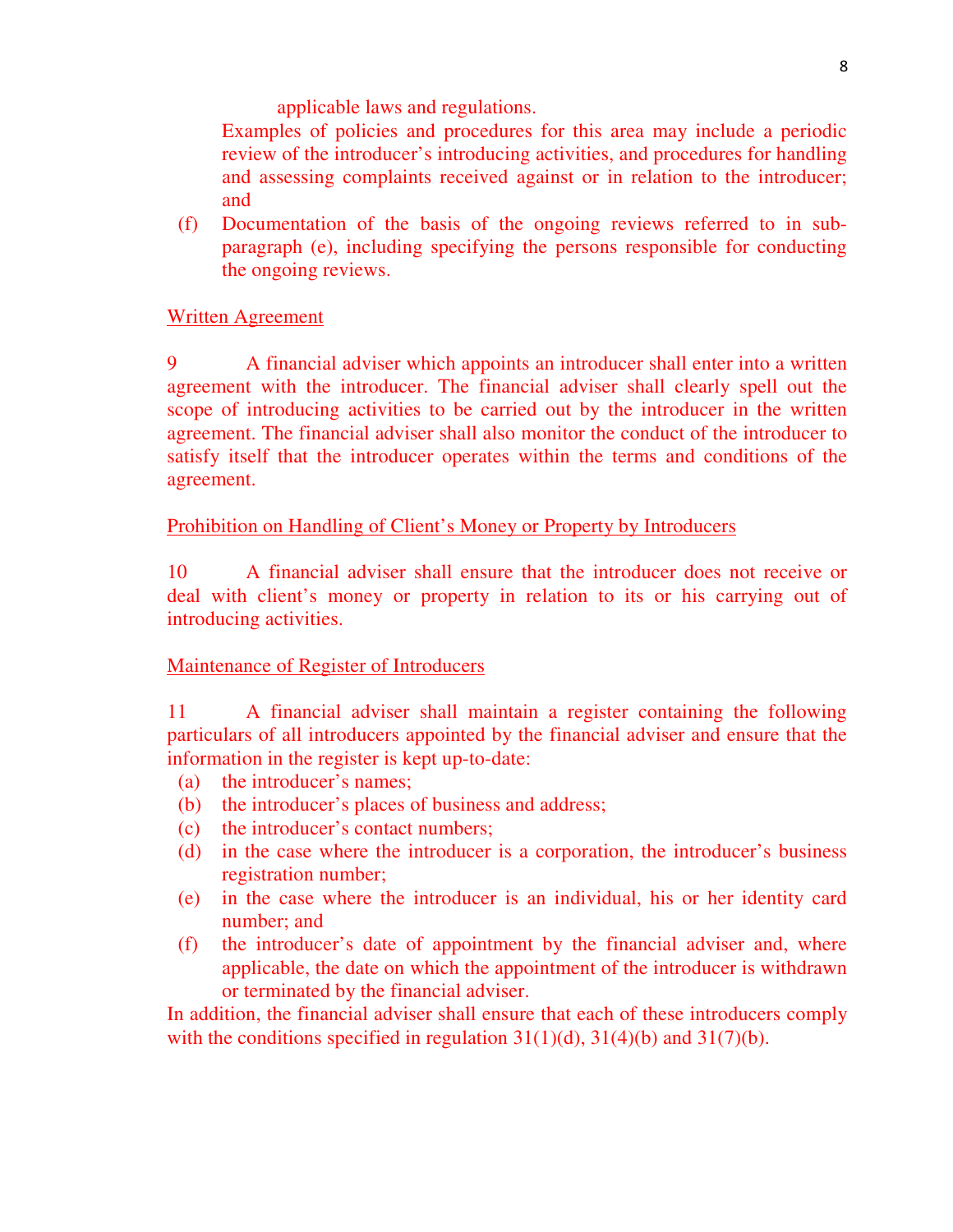applicable laws and regulations.

Examples of policies and procedures for this area may include a periodic review of the introducer's introducing activities, and procedures for handling and assessing complaints received against or in relation to the introducer; and

(f) Documentation of the basis of the ongoing reviews referred to in sub-paragraph (e), including specifying the persons responsible for conducting the ongoing reviews.

<u>Written Agreement</u>

9 A financial adviser which appoints an introducer shall enter into a written agreement with the introducer. The financial adviser shall clearly spell out the scope of introducing activities to be carried out by the introducer in the written agreement. The financial adviser shall also monitor the conduct of the introducer to satisfy itself that the introducer operates within the terms and conditions of the agreement.

<u>Prohibition on Handling of Client's Money or Property by Introducers</u>

10 A financial adviser shall ensure that the introducer does not receive or deal with client's money or property in relation to its or his carrying out of introducing activities.

<u>Maintenance of Register of Introducers</u>

11 A financial adviser shall maintain a register containing the following particulars of all introducers appointed by the financial adviser and ensure that the information in the register is kept up-to-date:

(a) the introducer's names;
(b) the introducer's places of business and address;
(c) the introducer's contact numbers;
(d) in the case where the introducer is a corporation, the introducer's business registration number;
(e) in the case where the introducer is an individual, his or her identity card number; and
(f) the introducer's date of appointment by the financial adviser and, where applicable, the date on which the appointment of the introducer is withdrawn or terminated by the financial adviser.

In addition, the financial adviser shall ensure that each of these introducers comply with the conditions specified in regulation 31(1)(d), 31(4)(b) and 31(7)(b).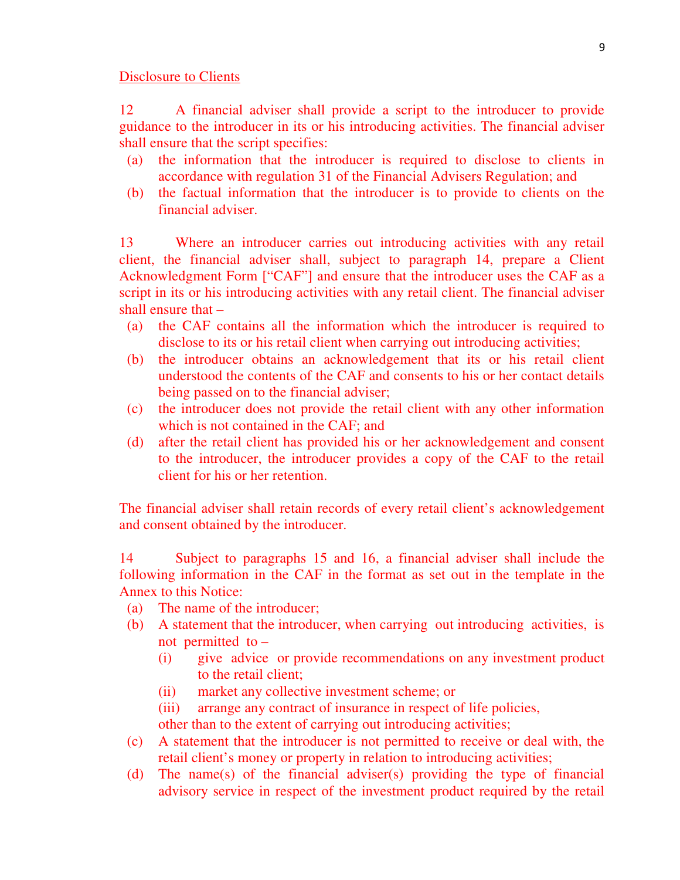Disclosure to Clients

12 A financial adviser shall provide a script to the introducer to provide guidance to the introducer in its or his introducing activities. The financial adviser shall ensure that the script specifies:

(a) the information that the introducer is required to disclose to clients in accordance with regulation 31 of the Financial Advisers Regulation; and
(b) the factual information that the introducer is to provide to clients on the financial adviser.

13 Where an introducer carries out introducing activities with any retail client, the financial adviser shall, subject to paragraph 14, prepare a Client Acknowledgment Form ["CAF"] and ensure that the introducer uses the CAF as a script in its or his introducing activities with any retail client. The financial adviser shall ensure that –

(a) the CAF contains all the information which the introducer is required to disclose to its or his retail client when carrying out introducing activities;
(b) the introducer obtains an acknowledgement that its or his retail client understood the contents of the CAF and consents to his or her contact details being passed on to the financial adviser;
(c) the introducer does not provide the retail client with any other information which is not contained in the CAF; and
(d) after the retail client has provided his or her acknowledgement and consent to the introducer, the introducer provides a copy of the CAF to the retail client for his or her retention.

The financial adviser shall retain records of every retail client's acknowledgement and consent obtained by the introducer.

14 Subject to paragraphs 15 and 16, a financial adviser shall include the following information in the CAF in the format as set out in the template in the Annex to this Notice:

(a) The name of the introducer;
(b) A statement that the introducer, when carrying out introducing activities, is not permitted to –
    (i) give advice or provide recommendations on any investment product to the retail client;
    (ii) market any collective investment scheme; or
    (iii) arrange any contract of insurance in respect of life policies,

    other than to the extent of carrying out introducing activities;
(c) A statement that the introducer is not permitted to receive or deal with, the retail client's money or property in relation to introducing activities;
(d) The name(s) of the financial adviser(s) providing the type of financial advisory service in respect of the investment product required by the retail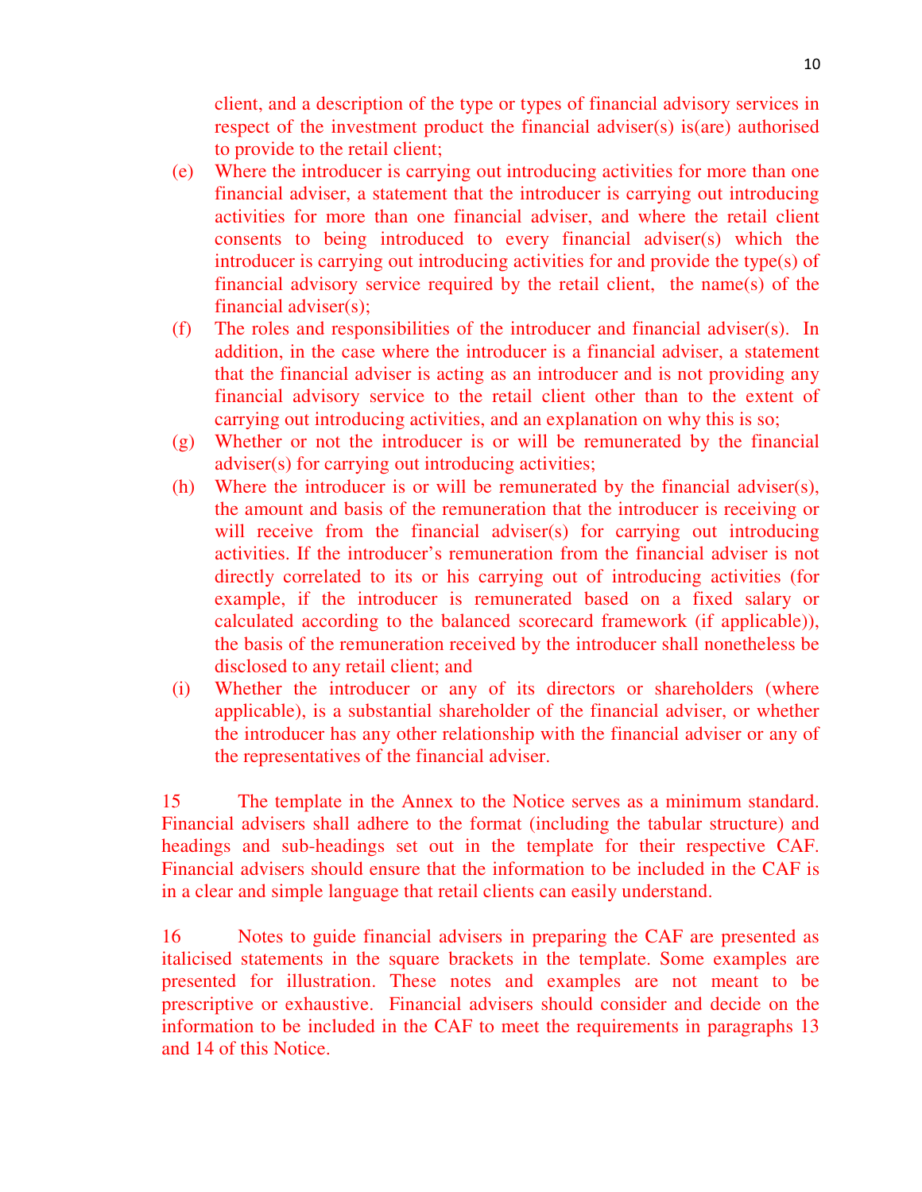client, and a description of the type or types of financial advisory services in respect of the investment product the financial adviser(s) is(are) authorised to provide to the retail client;

(e) Where the introducer is carrying out introducing activities for more than one financial adviser, a statement that the introducer is carrying out introducing activities for more than one financial adviser, and where the retail client consents to being introduced to every financial adviser(s) which the introducer is carrying out introducing activities for and provide the type(s) of financial advisory service required by the retail client, the name(s) of the financial adviser(s);

(f) The roles and responsibilities of the introducer and financial adviser(s). In addition, in the case where the introducer is a financial adviser, a statement that the financial adviser is acting as an introducer and is not providing any financial advisory service to the retail client other than to the extent of carrying out introducing activities, and an explanation on why this is so;

(g) Whether or not the introducer is or will be remunerated by the financial adviser(s) for carrying out introducing activities;

(h) Where the introducer is or will be remunerated by the financial adviser(s), the amount and basis of the remuneration that the introducer is receiving or will receive from the financial adviser(s) for carrying out introducing activities. If the introducer's remuneration from the financial adviser is not directly correlated to its or his carrying out of introducing activities (for example, if the introducer is remunerated based on a fixed salary or calculated according to the balanced scorecard framework (if applicable)), the basis of the remuneration received by the introducer shall nonetheless be disclosed to any retail client; and

(i) Whether the introducer or any of its directors or shareholders (where applicable), is a substantial shareholder of the financial adviser, or whether the introducer has any other relationship with the financial adviser or any of the representatives of the financial adviser.

15 The template in the Annex to the Notice serves as a minimum standard. Financial advisers shall adhere to the format (including the tabular structure) and headings and sub-headings set out in the template for their respective CAF. Financial advisers should ensure that the information to be included in the CAF is in a clear and simple language that retail clients can easily understand.

16 Notes to guide financial advisers in preparing the CAF are presented as italicised statements in the square brackets in the template. Some examples are presented for illustration. These notes and examples are not meant to be prescriptive or exhaustive. Financial advisers should consider and decide on the information to be included in the CAF to meet the requirements in paragraphs 13 and 14 of this Notice.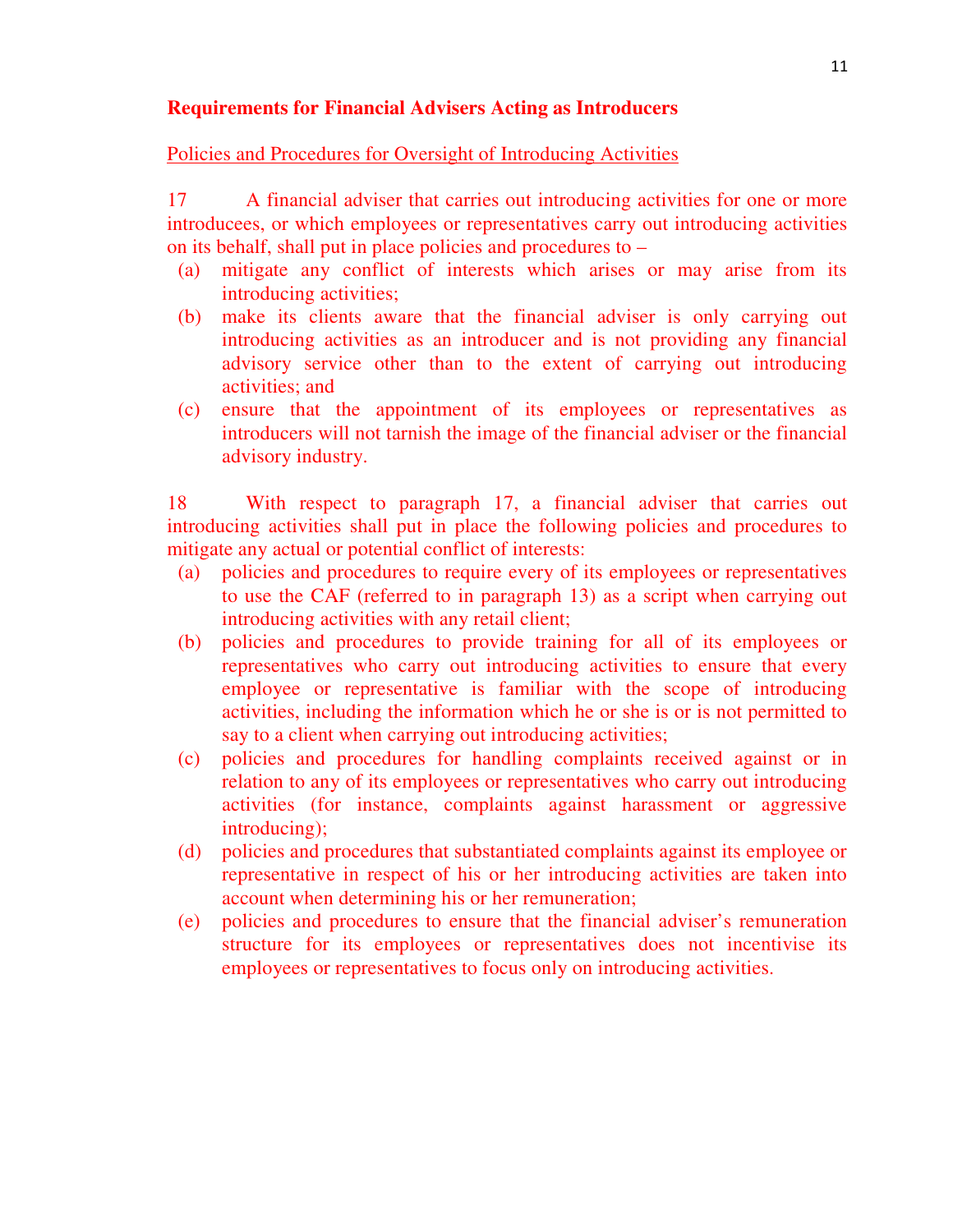**Requirements for Financial Advisers Acting as Introducers**

Policies and Procedures for Oversight of Introducing Activities

17 A financial adviser that carries out introducing activities for one or more introducees, or which employees or representatives carry out introducing activities on its behalf, shall put in place policies and procedures to –

(a) mitigate any conflict of interests which arises or may arise from its introducing activities;

(b) make its clients aware that the financial adviser is only carrying out introducing activities as an introducer and is not providing any financial advisory service other than to the extent of carrying out introducing activities; and

(c) ensure that the appointment of its employees or representatives as introducers will not tarnish the image of the financial adviser or the financial advisory industry.

18 With respect to paragraph 17, a financial adviser that carries out introducing activities shall put in place the following policies and procedures to mitigate any actual or potential conflict of interests:

(a) policies and procedures to require every of its employees or representatives to use the CAF (referred to in paragraph 13) as a script when carrying out introducing activities with any retail client;

(b) policies and procedures to provide training for all of its employees or representatives who carry out introducing activities to ensure that every employee or representative is familiar with the scope of introducing activities, including the information which he or she is or is not permitted to say to a client when carrying out introducing activities;

(c) policies and procedures for handling complaints received against or in relation to any of its employees or representatives who carry out introducing activities (for instance, complaints against harassment or aggressive introducing);

(d) policies and procedures that substantiated complaints against its employee or representative in respect of his or her introducing activities are taken into account when determining his or her remuneration;

(e) policies and procedures to ensure that the financial adviser's remuneration structure for its employees or representatives does not incentivise its employees or representatives to focus only on introducing activities.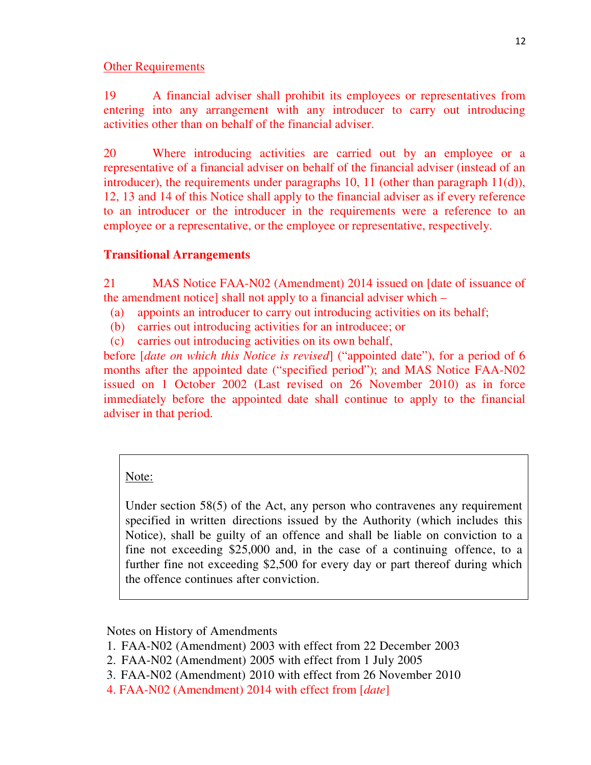<u>Other Requirements</u>

19 A financial adviser shall prohibit its employees or representatives from entering into any arrangement with any introducer to carry out introducing activities other than on behalf of the financial adviser.

20 Where introducing activities are carried out by an employee or a representative of a financial adviser on behalf of the financial adviser (instead of an introducer), the requirements under paragraphs 10, 11 (other than paragraph 11(d)), 12, 13 and 14 of this Notice shall apply to the financial adviser as if every reference to an introducer or the introducer in the requirements were a reference to an employee or a representative, or the employee or representative, respectively.

**Transitional Arrangements**

21 MAS Notice FAA-N02 (Amendment) 2014 issued on [date of issuance of the amendment notice] shall not apply to a financial adviser which –

(a) appoints an introducer to carry out introducing activities on its behalf;

(b) carries out introducing activities for an introducee; or

(c) carries out introducing activities on its own behalf,

before [*date on which this Notice is revised*] ("appointed date"), for a period of 6 months after the appointed date ("specified period"); and MAS Notice FAA-N02 issued on 1 October 2002 (Last revised on 26 November 2010) as in force immediately before the appointed date shall continue to apply to the financial adviser in that period.

> <u>Note:</u>
>
> Under section 58(5) of the Act, any person who contravenes any requirement specified in written directions issued by the Authority (which includes this Notice), shall be guilty of an offence and shall be liable on conviction to a fine not exceeding $25,000 and, in the case of a continuing offence, to a further fine not exceeding $2,500 for every day or part thereof during which the offence continues after conviction.

Notes on History of Amendments

1. FAA-N02 (Amendment) 2003 with effect from 22 December 2003
2. FAA-N02 (Amendment) 2005 with effect from 1 July 2005
3. FAA-N02 (Amendment) 2010 with effect from 26 November 2010
4. FAA-N02 (Amendment) 2014 with effect from [*date*]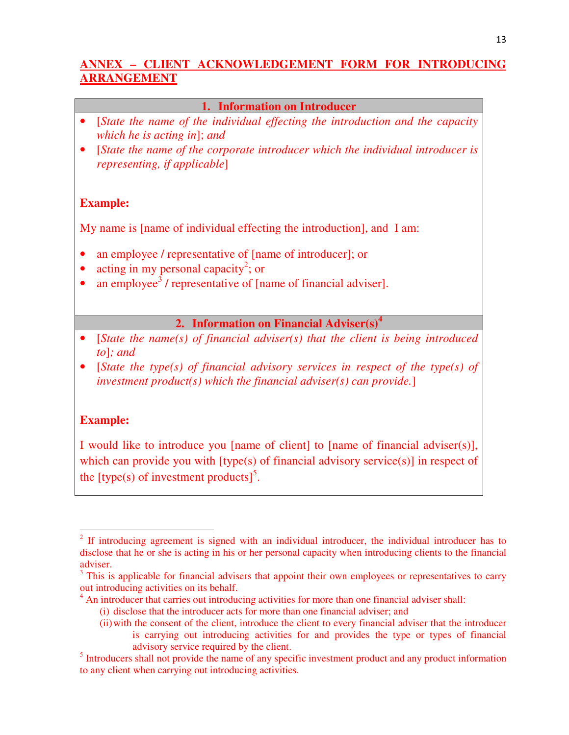## ANNEX – CLIENT ACKNOWLEDGEMENT FORM FOR INTRODUCING ARRANGEMENT

### 1. Information on Introducer

- [*State the name of the individual effecting the introduction and the capacity which he is acting in*]; *and*
- [*State the name of the corporate introducer which the individual introducer is representing, if applicable*]

**Example:**

My name is [name of individual effecting the introduction], and I am:

- an employee / representative of [name of introducer]; or
- acting in my personal capacity[2]; or
- an employee[3] / representative of [name of financial adviser].

### 2. Information on Financial Adviser(s)[4]

- [*State the name(s) of financial adviser(s) that the client is being introduced to*]*; and*
- [*State the type(s) of financial advisory services in respect of the type(s) of investment product(s) which the financial adviser(s) can provide.*]

**Example:**

I would like to introduce you [name of client] to [name of financial adviser(s)], which can provide you with [type(s) of financial advisory service(s)] in respect of the [type(s) of investment products][5].

---

[2] If introducing agreement is signed with an individual introducer, the individual introducer has to disclose that he or she is acting in his or her personal capacity when introducing clients to the financial adviser.

[3] This is applicable for financial advisers that appoint their own employees or representatives to carry out introducing activities on its behalf.

[4] An introducer that carries out introducing activities for more than one financial adviser shall:

(i) disclose that the introducer acts for more than one financial adviser; and

(ii) with the consent of the client, introduce the client to every financial adviser that the introducer is carrying out introducing activities for and provides the type or types of financial advisory service required by the client.

[5] Introducers shall not provide the name of any specific investment product and any product information to any client when carrying out introducing activities.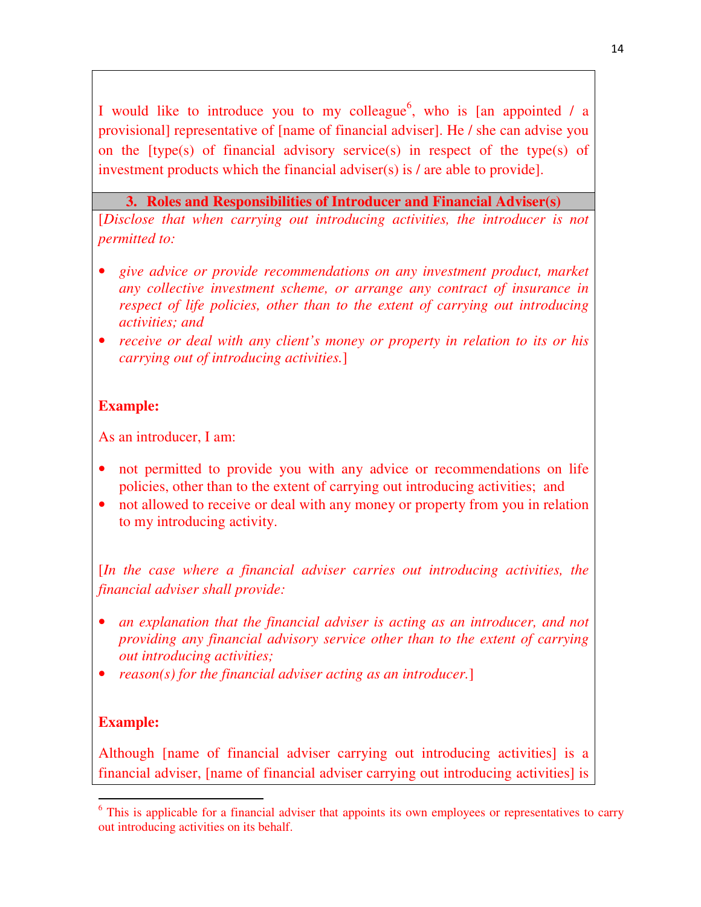I would like to introduce you to my colleague[6], who is [an appointed / a provisional] representative of [name of financial adviser]. He / she can advise you on the [type(s) of financial advisory service(s) in respect of the type(s) of investment products which the financial adviser(s) is / are able to provide].

## 3. Roles and Responsibilities of Introducer and Financial Adviser(s)

[*Disclose that when carrying out introducing activities, the introducer is not permitted to:*

- *give advice or provide recommendations on any investment product, market any collective investment scheme, or arrange any contract of insurance in respect of life policies, other than to the extent of carrying out introducing activities; and*
- *receive or deal with any client's money or property in relation to its or his carrying out of introducing activities.*]

**Example:**

As an introducer, I am:

- not permitted to provide you with any advice or recommendations on life policies, other than to the extent of carrying out introducing activities; and
- not allowed to receive or deal with any money or property from you in relation to my introducing activity.

[*In the case where a financial adviser carries out introducing activities, the financial adviser shall provide:*

- *an explanation that the financial adviser is acting as an introducer, and not providing any financial advisory service other than to the extent of carrying out introducing activities;*
- *reason(s) for the financial adviser acting as an introducer.*]

**Example:**

Although [name of financial adviser carrying out introducing activities] is a financial adviser, [name of financial adviser carrying out introducing activities] is

[6] This is applicable for a financial adviser that appoints its own employees or representatives to carry out introducing activities on its behalf.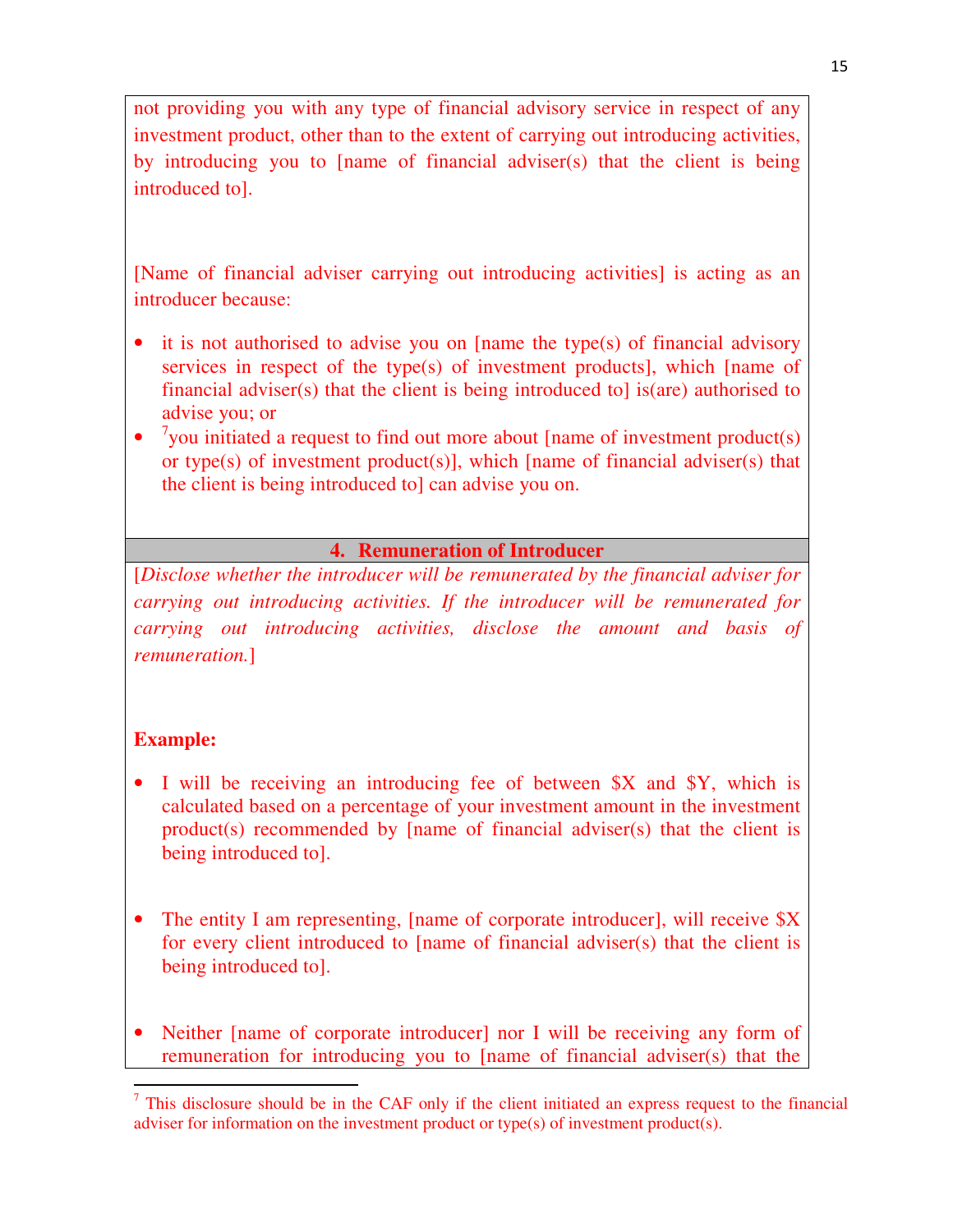not providing you with any type of financial advisory service in respect of any investment product, other than to the extent of carrying out introducing activities, by introducing you to [name of financial adviser(s) that the client is being introduced to].

[Name of financial adviser carrying out introducing activities] is acting as an introducer because:

- it is not authorised to advise you on [name the type(s) of financial advisory services in respect of the type(s) of investment products], which [name of financial adviser(s) that the client is being introduced to] is(are) authorised to advise you; or
- [7]you initiated a request to find out more about [name of investment product(s) or type(s) of investment product(s)], which [name of financial adviser(s) that the client is being introduced to] can advise you on.

## 4. Remuneration of Introducer

[*Disclose whether the introducer will be remunerated by the financial adviser for carrying out introducing activities. If the introducer will be remunerated for carrying out introducing activities, disclose the amount and basis of remuneration.*]

**Example:**

- I will be receiving an introducing fee of between $X and $Y, which is calculated based on a percentage of your investment amount in the investment product(s) recommended by [name of financial adviser(s) that the client is being introduced to].

- The entity I am representing, [name of corporate introducer], will receive $X for every client introduced to [name of financial adviser(s) that the client is being introduced to].

- Neither [name of corporate introducer] nor I will be receiving any form of remuneration for introducing you to [name of financial adviser(s) that the

[7] This disclosure should be in the CAF only if the client initiated an express request to the financial adviser for information on the investment product or type(s) of investment product(s).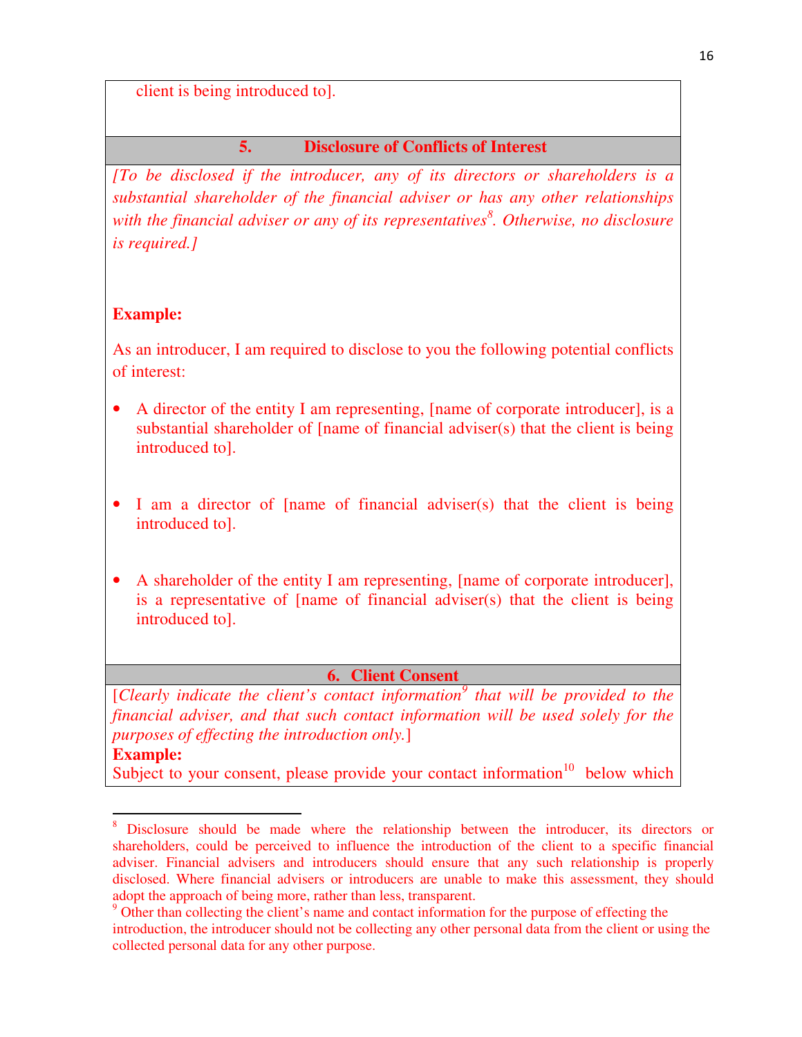client is being introduced to].

## 5. Disclosure of Conflicts of Interest

*[To be disclosed if the introducer, any of its directors or shareholders is a substantial shareholder of the financial adviser or has any other relationships with the financial adviser or any of its representatives[8]. Otherwise, no disclosure is required.]*

**Example:**

As an introducer, I am required to disclose to you the following potential conflicts of interest:

- A director of the entity I am representing, [name of corporate introducer], is a substantial shareholder of [name of financial adviser(s) that the client is being introduced to].
- I am a director of [name of financial adviser(s) that the client is being introduced to].
- A shareholder of the entity I am representing, [name of corporate introducer], is a representative of [name of financial adviser(s) that the client is being introduced to].

## 6. Client Consent

[*Clearly indicate the client's contact information[9] that will be provided to the financial adviser, and that such contact information will be used solely for the purposes of effecting the introduction only.*]

**Example:**

Subject to your consent, please provide your contact information[10] below which

---

[8] Disclosure should be made where the relationship between the introducer, its directors or shareholders, could be perceived to influence the introduction of the client to a specific financial adviser. Financial advisers and introducers should ensure that any such relationship is properly disclosed. Where financial advisers or introducers are unable to make this assessment, they should adopt the approach of being more, rather than less, transparent.

[9] Other than collecting the client's name and contact information for the purpose of effecting the introduction, the introducer should not be collecting any other personal data from the client or using the collected personal data for any other purpose.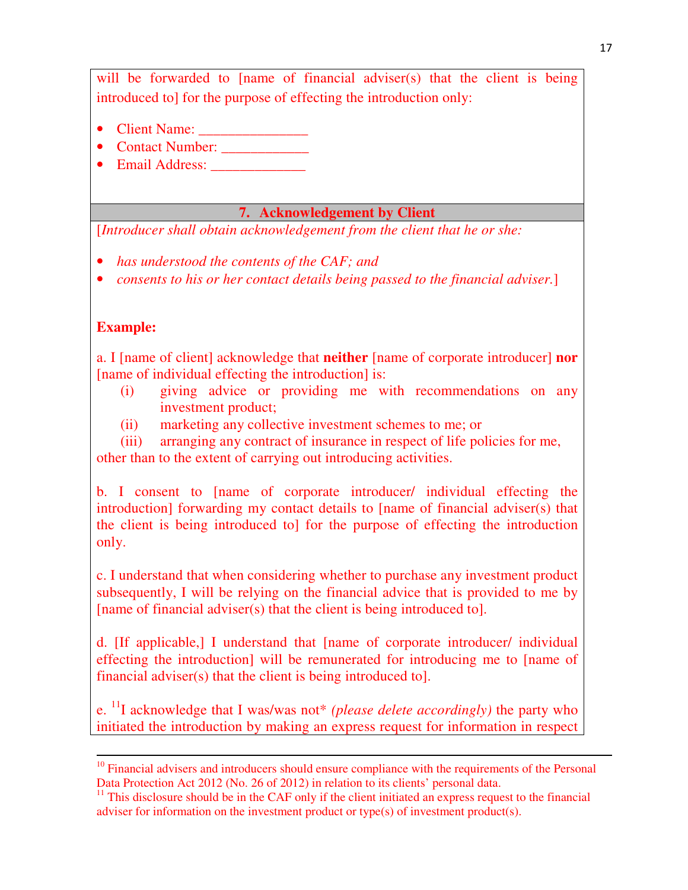will be forwarded to [name of financial adviser(s) that the client is being introduced to] for the purpose of effecting the introduction only:

- Client Name: _______________
- Contact Number: ____________
- Email Address: _____________

## 7. Acknowledgement by Client

[*Introducer shall obtain acknowledgement from the client that he or she:*

- *has understood the contents of the CAF; and*
- *consents to his or her contact details being passed to the financial adviser.*]

**Example:**

a. I [name of client] acknowledge that **neither** [name of corporate introducer] **nor** [name of individual effecting the introduction] is:

(i) giving advice or providing me with recommendations on any investment product;

(ii) marketing any collective investment schemes to me; or

(iii) arranging any contract of insurance in respect of life policies for me,

other than to the extent of carrying out introducing activities.

b. I consent to [name of corporate introducer/ individual effecting the introduction] forwarding my contact details to [name of financial adviser(s) that the client is being introduced to] for the purpose of effecting the introduction only.

c. I understand that when considering whether to purchase any investment product subsequently, I will be relying on the financial advice that is provided to me by [name of financial adviser(s) that the client is being introduced to].

d. [If applicable,] I understand that [name of corporate introducer/ individual effecting the introduction] will be remunerated for introducing me to [name of financial adviser(s) that the client is being introduced to].

e. [11]I acknowledge that I was/was not* *(please delete accordingly)* the party who initiated the introduction by making an express request for information in respect

---

[10] Financial advisers and introducers should ensure compliance with the requirements of the Personal Data Protection Act 2012 (No. 26 of 2012) in relation to its clients' personal data.

[11] This disclosure should be in the CAF only if the client initiated an express request to the financial adviser for information on the investment product or type(s) of investment product(s).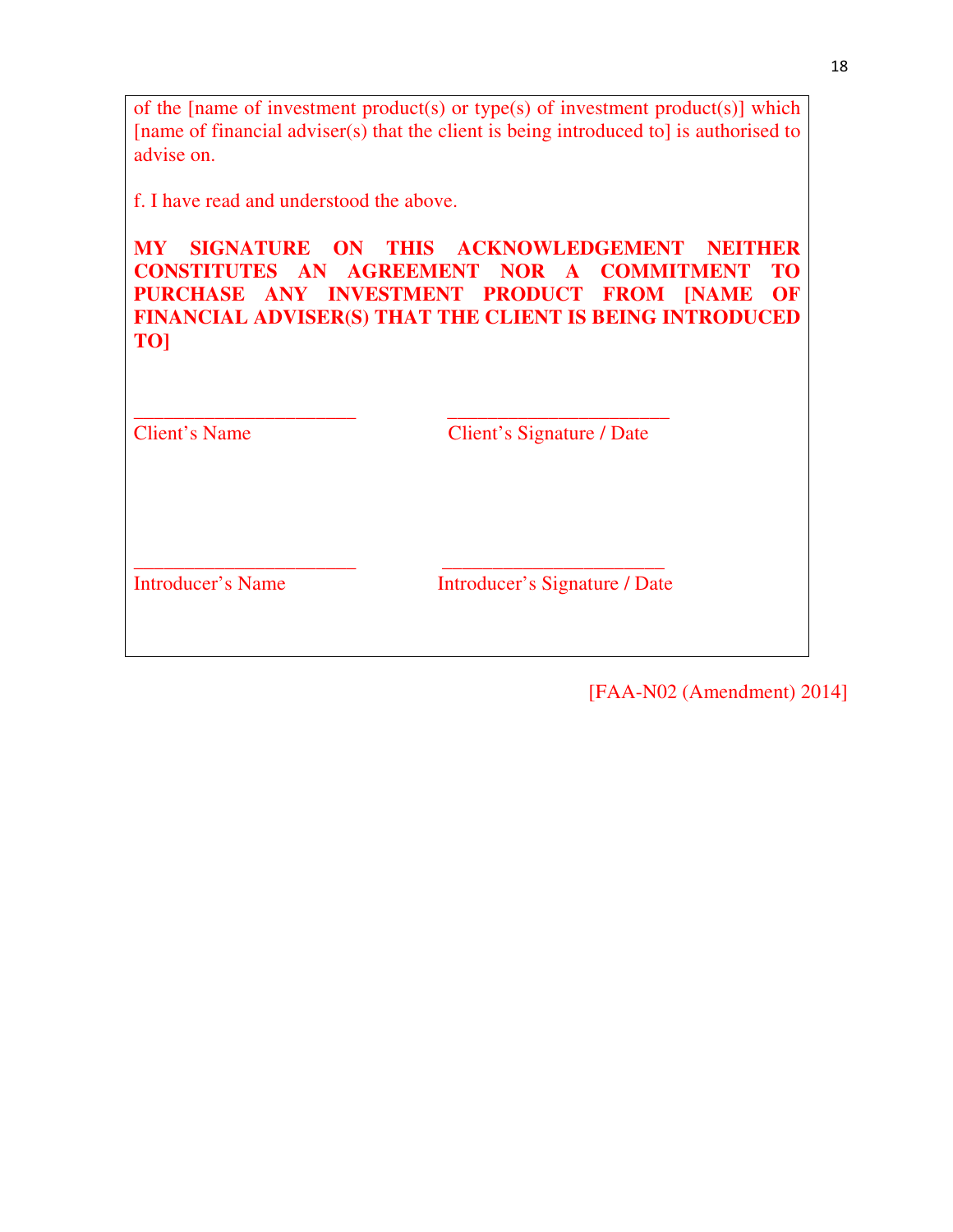of the [name of investment product(s) or type(s) of investment product(s)] which [name of financial adviser(s) that the client is being introduced to] is authorised to advise on.

f. I have read and understood the above.

**MY SIGNATURE ON THIS ACKNOWLEDGEMENT NEITHER CONSTITUTES AN AGREEMENT NOR A COMMITMENT TO PURCHASE ANY INVESTMENT PRODUCT FROM [NAME OF FINANCIAL ADVISER(S) THAT THE CLIENT IS BEING INTRODUCED TO]**

| | |
|---|---|
| ______________________ | ______________________ |
| Client's Name | Client's Signature / Date |
| ______________________ | ______________________ |
| Introducer's Name | Introducer's Signature / Date |

[FAA-N02 (Amendment) 2014]